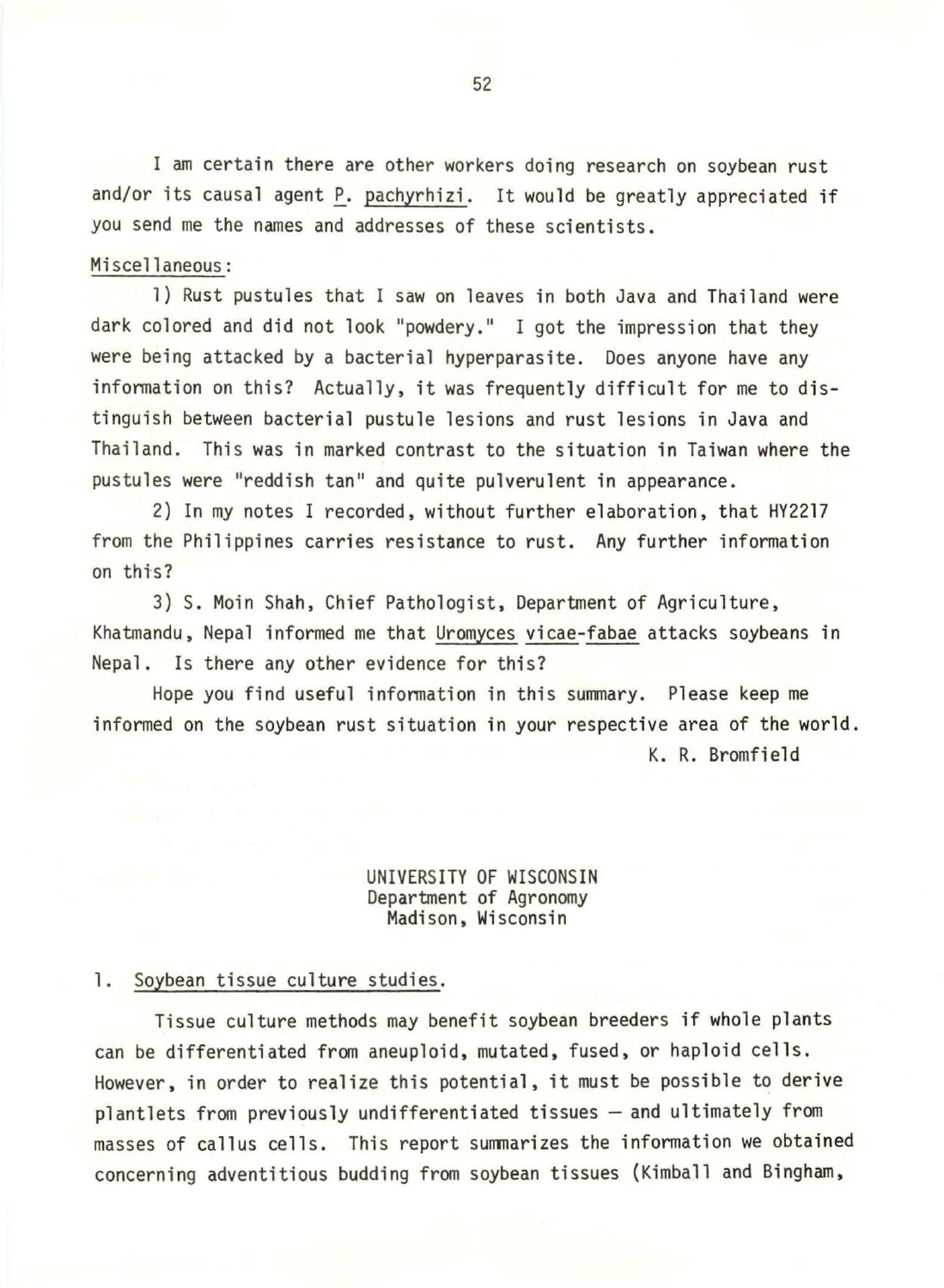I am certain there are other workers doing research on soybean rust and/or its causal agent P. pachyrhizi. It would be greatly appreciated if you send me the names and addresses of these scientists.

Miscellaneous:

1) Rust pustules that I saw on leaves in both Java and Thailand were dark colored and did not look "powdery." I got the impression that they were being attacked by a bacterial hyperparasite. Does anyone have any information on this? Actually, it was frequently difficult for me to distinguish between bacterial pustule lesions and rust lesions in Java and Thailand. This was in marked contrast to the situation in Taiwan where the pustules were "reddish tan" and quite pulverulent in appearance.

2) In my notes I recorded, without further elaboration, that HY2217 from the Philippines carries resistance to rust. Any further information on this?

3) S. Moin Shah, Chief Pathologist, Department of Agriculture, Khatmandu, Nepal informed me that Uromyces vicae-fabae attacks soybeans in Nepal. Is there any other evidence for this?

Hope you find useful information in this summary. Please keep me informed on the soybean rust situation in your respective area of the world.

K. R. Bromfield

## UNIVERSITY OF WISCONSIN
Department of Agronomy
Madison, Wisconsin

### 1. Soybean tissue culture studies.

Tissue culture methods may benefit soybean breeders if whole plants can be differentiated from aneuploid, mutated, fused, or haploid cells. However, in order to realize this potential, it must be possible to derive plantlets from previously undifferentiated tissues – and ultimately from masses of callus cells. This report summarizes the information we obtained concerning adventitious budding from soybean tissues (Kimball and Bingham,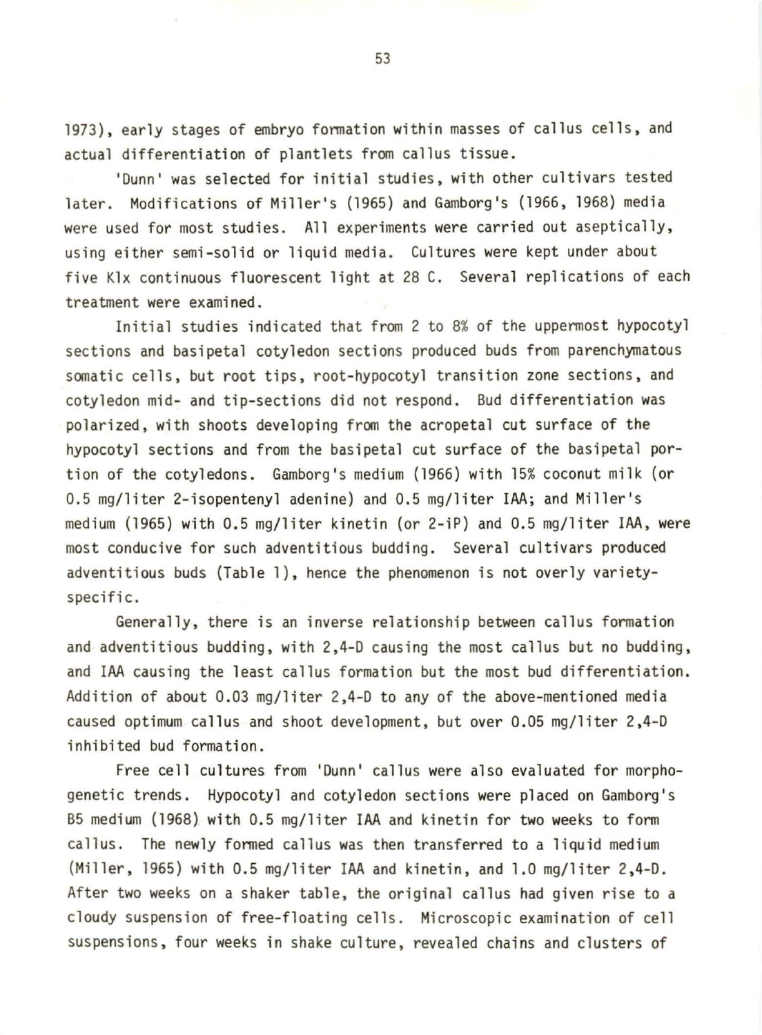1973), early stages of embryo formation within masses of callus cells, and actual differentiation of plantlets from callus tissue.

'Dunn' was selected for initial studies, with other cultivars tested later. Modifications of Miller's (1965) and Gamborg's (1966, 1968) media were used for most studies. All experiments were carried out aseptically, using either semi-solid or liquid media. Cultures were kept under about five Klx continuous fluorescent light at 28 C. Several replications of each treatment were examined.

Initial studies indicated that from 2 to 8% of the uppermost hypocotyl sections and basipetal cotyledon sections produced buds from parenchymatous somatic cells, but root tips, root-hypocotyl transition zone sections, and cotyledon mid- and tip-sections did not respond. Bud differentiation was polarized, with shoots developing from the acropetal cut surface of the hypocotyl sections and from the basipetal cut surface of the basipetal portion of the cotyledons. Gamborg's medium (1966) with 15% coconut milk (or 0.5 mg/liter 2-isopentenyl adenine) and 0.5 mg/liter IAA; and Miller's medium (1965) with 0.5 mg/liter kinetin (or 2-iP) and 0.5 mg/liter IAA, were most conducive for such adventitious budding. Several cultivars produced adventitious buds (Table 1), hence the phenomenon is not overly variety-specific.

Generally, there is an inverse relationship between callus formation and adventitious budding, with 2,4-D causing the most callus but no budding, and IAA causing the least callus formation but the most bud differentiation. Addition of about 0.03 mg/liter 2,4-D to any of the above-mentioned media caused optimum callus and shoot development, but over 0.05 mg/liter 2,4-D inhibited bud formation.

Free cell cultures from 'Dunn' callus were also evaluated for morphogenetic trends. Hypocotyl and cotyledon sections were placed on Gamborg's B5 medium (1968) with 0.5 mg/liter IAA and kinetin for two weeks to form callus. The newly formed callus was then transferred to a liquid medium (Miller, 1965) with 0.5 mg/liter IAA and kinetin, and 1.0 mg/liter 2,4-D. After two weeks on a shaker table, the original callus had given rise to a cloudy suspension of free-floating cells. Microscopic examination of cell suspensions, four weeks in shake culture, revealed chains and clusters of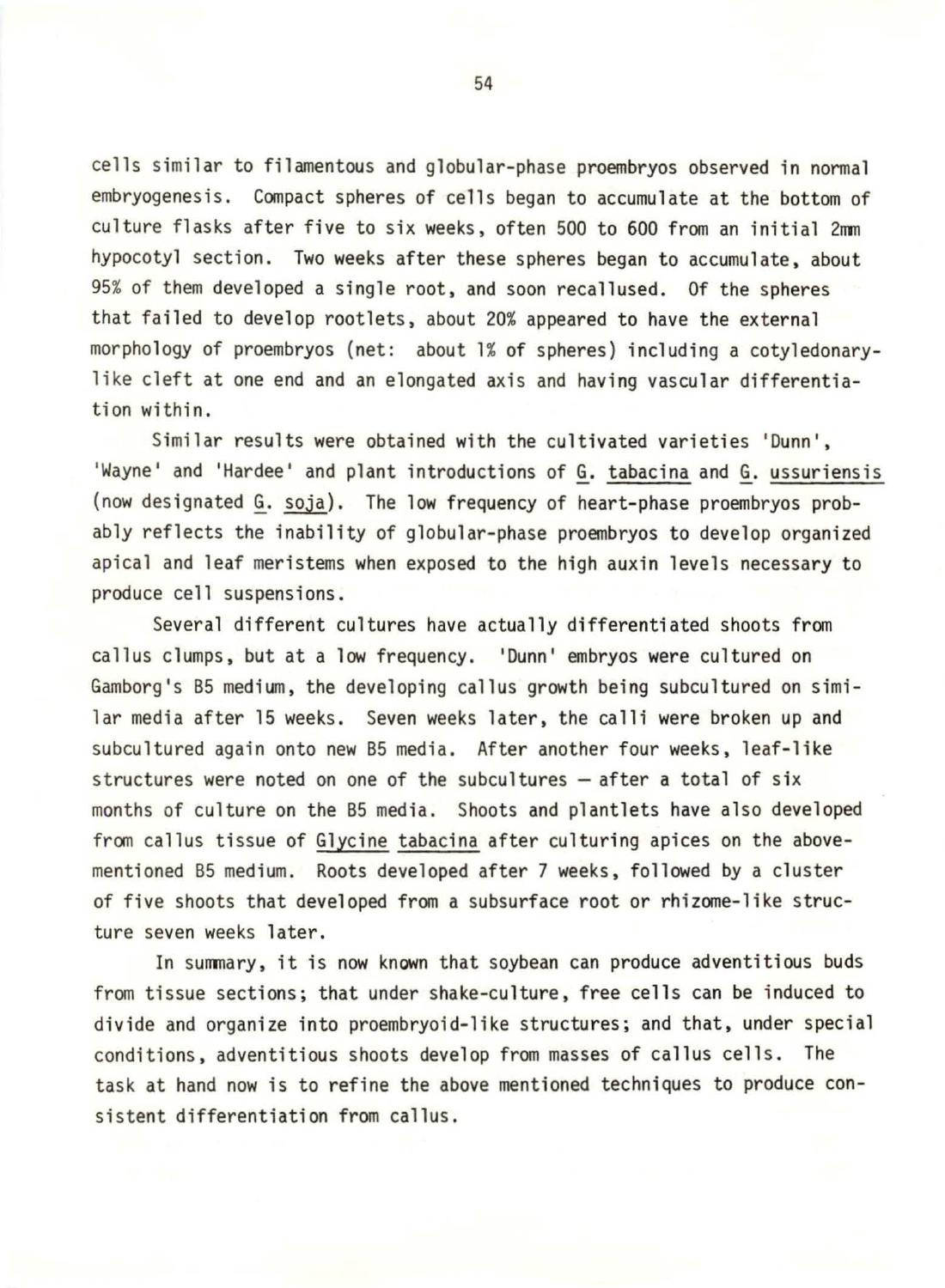cells similar to filamentous and globular-phase proembryos observed in normal embryogenesis. Compact spheres of cells began to accumulate at the bottom of culture flasks after five to six weeks, often 500 to 600 from an initial 2mm hypocotyl section. Two weeks after these spheres began to accumulate, about 95% of them developed a single root, and soon recallused. Of the spheres that failed to develop rootlets, about 20% appeared to have the external morphology of proembryos (net: about 1% of spheres) including a cotyledonary-like cleft at one end and an elongated axis and having vascular differentiation within.

Similar results were obtained with the cultivated varieties 'Dunn', 'Wayne' and 'Hardee' and plant introductions of G. tabacina and G. ussuriensis (now designated G. soja). The low frequency of heart-phase proembryos probably reflects the inability of globular-phase proembryos to develop organized apical and leaf meristems when exposed to the high auxin levels necessary to produce cell suspensions.

Several different cultures have actually differentiated shoots from callus clumps, but at a low frequency. 'Dunn' embryos were cultured on Gamborg's B5 medium, the developing callus growth being subcultured on similar media after 15 weeks. Seven weeks later, the calli were broken up and subcultured again onto new B5 media. After another four weeks, leaf-like structures were noted on one of the subcultures – after a total of six months of culture on the B5 media. Shoots and plantlets have also developed from callus tissue of Glycine tabacina after culturing apices on the above-mentioned B5 medium. Roots developed after 7 weeks, followed by a cluster of five shoots that developed from a subsurface root or rhizome-like structure seven weeks later.

In summary, it is now known that soybean can produce adventitious buds from tissue sections; that under shake-culture, free cells can be induced to divide and organize into proembryoid-like structures; and that, under special conditions, adventitious shoots develop from masses of callus cells. The task at hand now is to refine the above mentioned techniques to produce consistent differentiation from callus.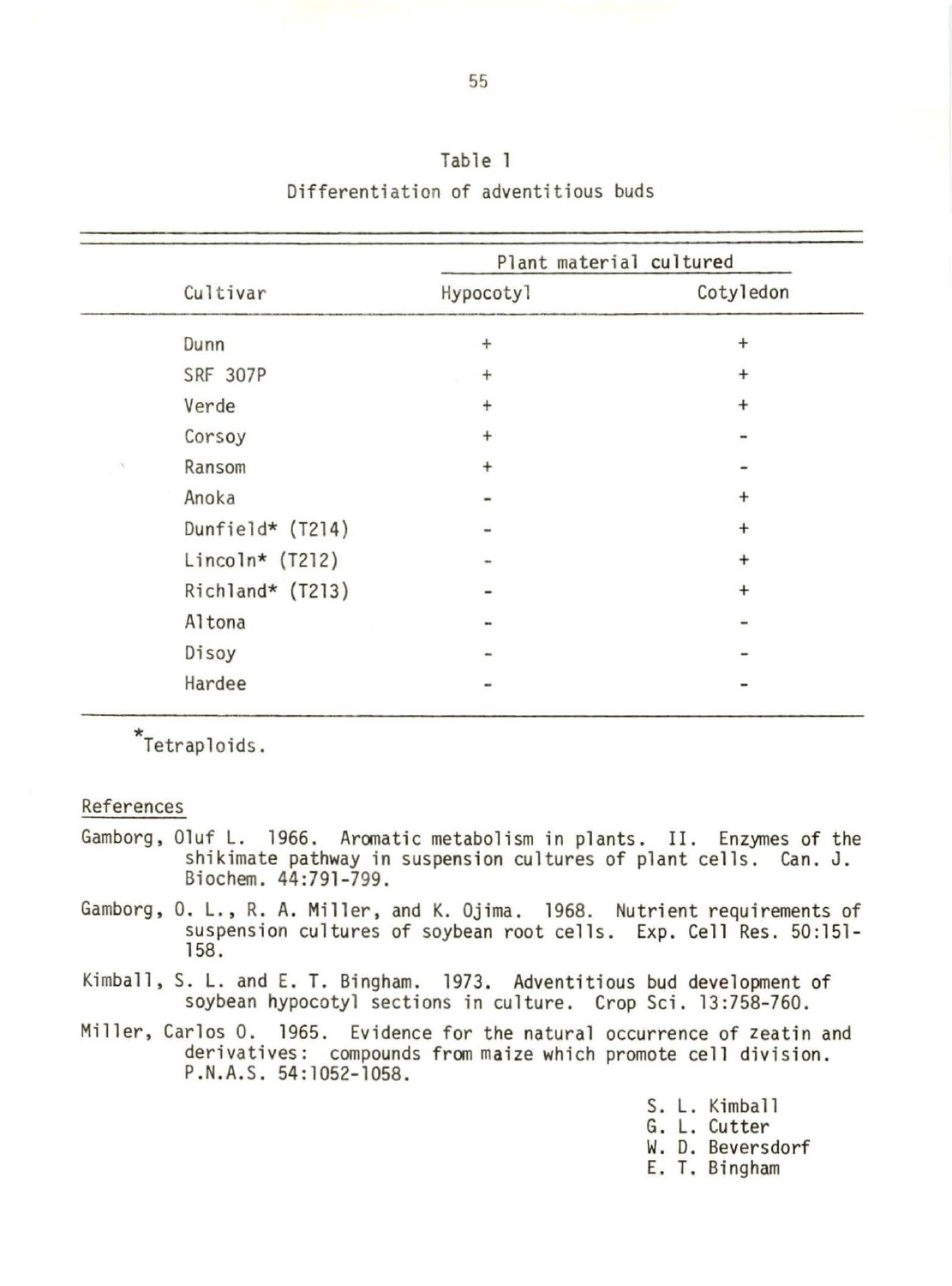Table 1

Differentiation of adventitious buds

| Cultivar | Plant material cultured | |
|---|---|---|
| | Hypocotyl | Cotyledon |
| Dunn | + | + |
| SRF 307P | + | + |
| Verde | + | + |
| Corsoy | + | - |
| Ransom | + | - |
| Anoka | - | + |
| Dunfield* (T214) | - | + |
| Lincoln* (T212) | - | + |
| Richland* (T213) | - | + |
| Altona | - | - |
| Disoy | - | - |
| Hardee | - | - |

*Tetraploids.

## References

Gamborg, Oluf L. 1966. Aromatic metabolism in plants. II. Enzymes of the shikimate pathway in suspension cultures of plant cells. Can. J. Biochem. 44:791-799.

Gamborg, O. L., R. A. Miller, and K. Ojima. 1968. Nutrient requirements of suspension cultures of soybean root cells. Exp. Cell Res. 50:151-158.

Kimball, S. L. and E. T. Bingham. 1973. Adventitious bud development of soybean hypocotyl sections in culture. Crop Sci. 13:758-760.

Miller, Carlos O. 1965. Evidence for the natural occurrence of zeatin and derivatives: compounds from maize which promote cell division. P.N.A.S. 54:1052-1058.

S. L. Kimball
G. L. Cutter
W. D. Beversdorf
E. T. Bingham